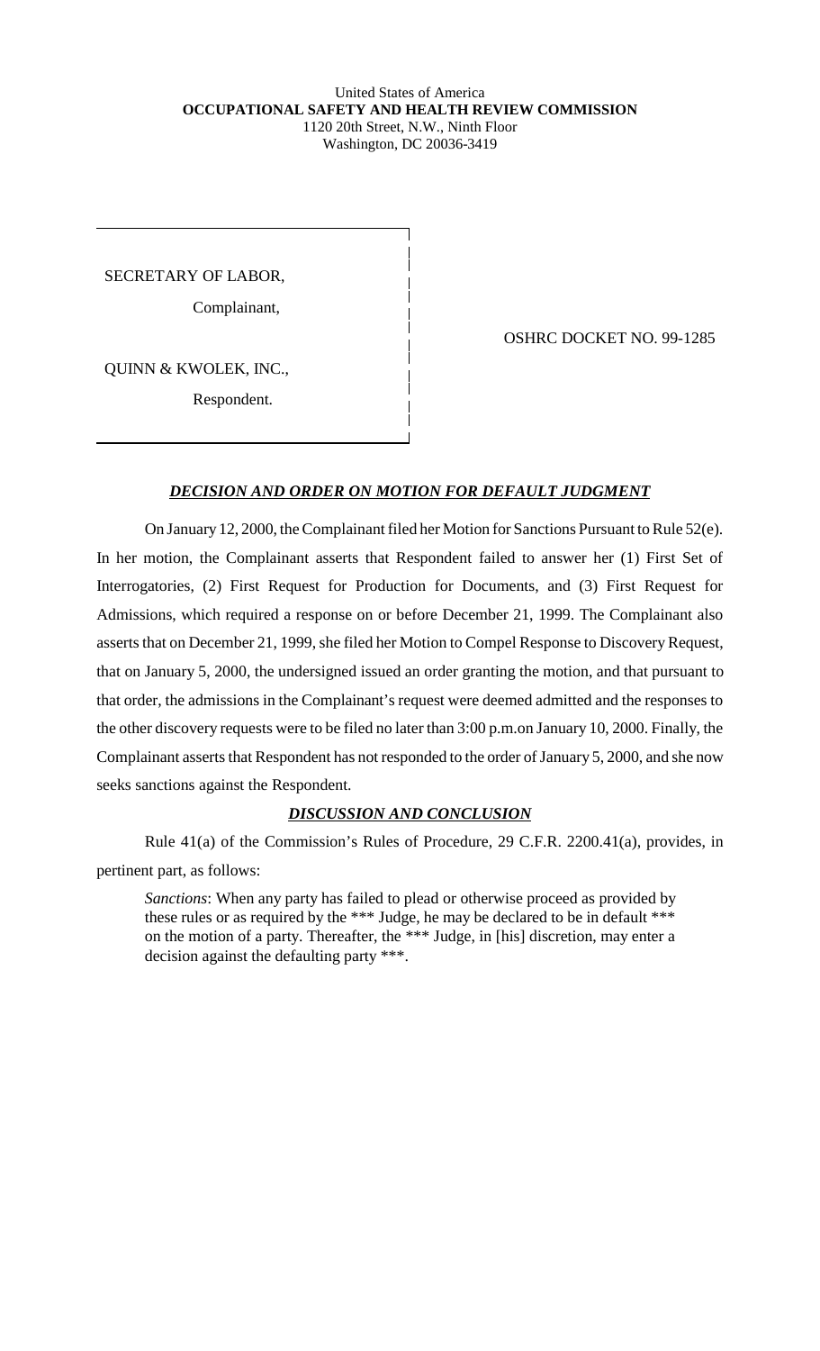United States of America
**OCCUPATIONAL SAFETY AND HEALTH REVIEW COMMISSION**
1120 20th Street, N.W., Ninth Floor
Washington, DC 20036-3419

SECRETARY OF LABOR,

Complainant,

QUINN & KWOLEK, INC.,

Respondent.

OSHRC DOCKET NO. 99-1285

## ***DECISION AND ORDER ON MOTION FOR DEFAULT JUDGMENT***

On January 12, 2000, the Complainant filed her Motion for Sanctions Pursuant to Rule 52(e). In her motion, the Complainant asserts that Respondent failed to answer her (1) First Set of Interrogatories, (2) First Request for Production for Documents, and (3) First Request for Admissions, which required a response on or before December 21, 1999. The Complainant also asserts that on December 21, 1999, she filed her Motion to Compel Response to Discovery Request, that on January 5, 2000, the undersigned issued an order granting the motion, and that pursuant to that order, the admissions in the Complainant's request were deemed admitted and the responses to the other discovery requests were to be filed no later than 3:00 p.m.on January 10, 2000. Finally, the Complainant asserts that Respondent has not responded to the order of January 5, 2000, and she now seeks sanctions against the Respondent.

## ***DISCUSSION AND CONCLUSION***

Rule 41(a) of the Commission's Rules of Procedure, 29 C.F.R. 2200.41(a), provides, in pertinent part, as follows:

> *Sanctions*: When any party has failed to plead or otherwise proceed as provided by these rules or as required by the *** Judge, he may be declared to be in default *** on the motion of a party. Thereafter, the *** Judge, in [his] discretion, may enter a decision against the defaulting party ***.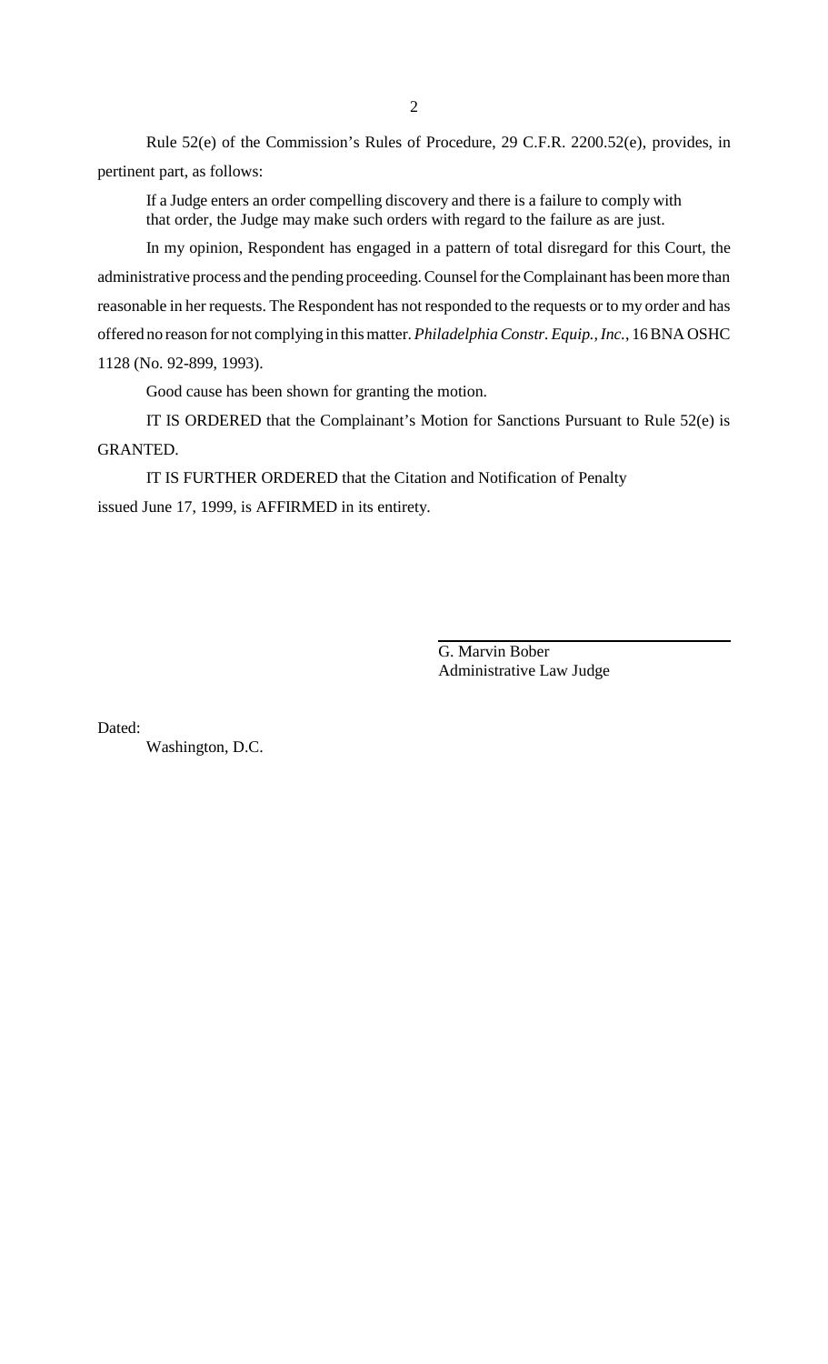Rule 52(e) of the Commission's Rules of Procedure, 29 C.F.R. 2200.52(e), provides, in pertinent part, as follows:

> If a Judge enters an order compelling discovery and there is a failure to comply with that order, the Judge may make such orders with regard to the failure as are just.

In my opinion, Respondent has engaged in a pattern of total disregard for this Court, the administrative process and the pending proceeding. Counsel for the Complainant has been more than reasonable in her requests. The Respondent has not responded to the requests or to my order and has offered no reason for not complying in this matter. *Philadelphia Constr. Equip., Inc.*, 16 BNA OSHC 1128 (No. 92-899, 1993).

Good cause has been shown for granting the motion.

IT IS ORDERED that the Complainant's Motion for Sanctions Pursuant to Rule 52(e) is GRANTED.

IT IS FURTHER ORDERED that the Citation and Notification of Penalty issued June 17, 1999, is AFFIRMED in its entirety.

G. Marvin Bober
Administrative Law Judge

Dated:
Washington, D.C.